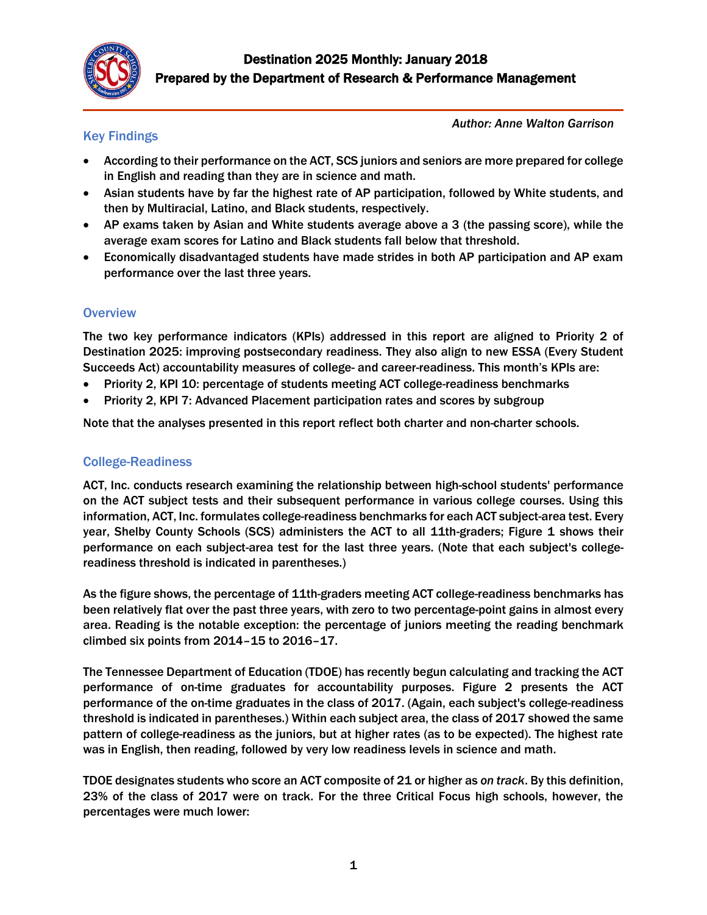# Destination 2025 Monthly: January 2018
## Prepared by the Department of Research & Performance Management

*Author: Anne Walton Garrison*

## Key Findings

- According to their performance on the ACT, SCS juniors and seniors are more prepared for college in English and reading than they are in science and math.
- Asian students have by far the highest rate of AP participation, followed by White students, and then by Multiracial, Latino, and Black students, respectively.
- AP exams taken by Asian and White students average above a 3 (the passing score), while the average exam scores for Latino and Black students fall below that threshold.
- Economically disadvantaged students have made strides in both AP participation and AP exam performance over the last three years.

## Overview

The two key performance indicators (KPIs) addressed in this report are aligned to Priority 2 of Destination 2025: improving postsecondary readiness. They also align to new ESSA (Every Student Succeeds Act) accountability measures of college- and career-readiness. This month's KPIs are:

- Priority 2, KPI 10: percentage of students meeting ACT college-readiness benchmarks
- Priority 2, KPI 7: Advanced Placement participation rates and scores by subgroup

Note that the analyses presented in this report reflect both charter and non-charter schools.

## College-Readiness

ACT, Inc. conducts research examining the relationship between high-school students' performance on the ACT subject tests and their subsequent performance in various college courses. Using this information, ACT, Inc. formulates college-readiness benchmarks for each ACT subject-area test. Every year, Shelby County Schools (SCS) administers the ACT to all 11th-graders; Figure 1 shows their performance on each subject-area test for the last three years. (Note that each subject's college-readiness threshold is indicated in parentheses.)

As the figure shows, the percentage of 11th-graders meeting ACT college-readiness benchmarks has been relatively flat over the past three years, with zero to two percentage-point gains in almost every area. Reading is the notable exception: the percentage of juniors meeting the reading benchmark climbed six points from 2014–15 to 2016–17.

The Tennessee Department of Education (TDOE) has recently begun calculating and tracking the ACT performance of on-time graduates for accountability purposes. Figure 2 presents the ACT performance of the on-time graduates in the class of 2017. (Again, each subject's college-readiness threshold is indicated in parentheses.) Within each subject area, the class of 2017 showed the same pattern of college-readiness as the juniors, but at higher rates (as to be expected). The highest rate was in English, then reading, followed by very low readiness levels in science and math.

TDOE designates students who score an ACT composite of 21 or higher as *on track*. By this definition, 23% of the class of 2017 were on track. For the three Critical Focus high schools, however, the percentages were much lower: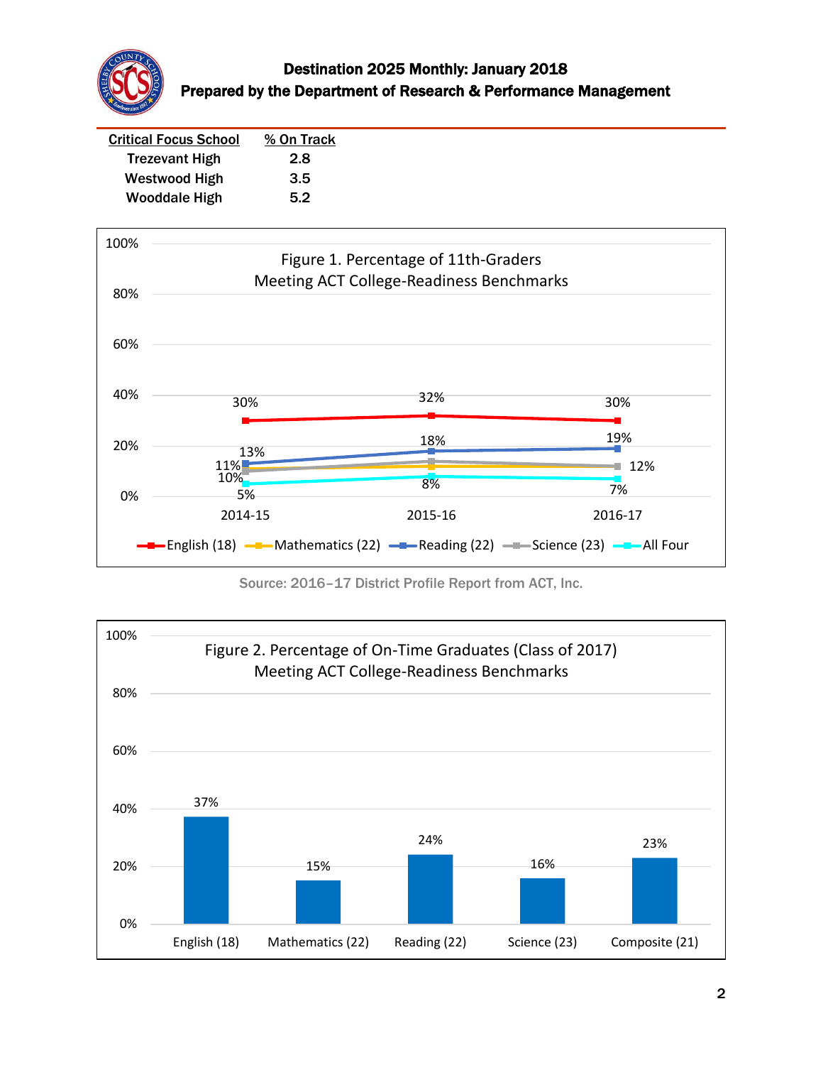# Destination 2025 Monthly: January 2018
## Prepared by the Department of Research & Performance Management

| Critical Focus School | % On Track |
| --- | --- |
| Trezevant High | 2.8 |
| Westwood High | 3.5 |
| Wooddale High | 5.2 |

Figure 1. Percentage of 11th-Graders Meeting ACT College-Readiness Benchmarks

| | 2014-15 | 2015-16 | 2016-17 |
| --- | --- | --- | --- |
| English (18) | 30% | 32% | 30% |
| Mathematics (22) | 11% | | 12% |
| Reading (22) | 13% | 18% | 19% |
| Science (23) | 10% | | 12% |
| All Four | 5% | 8% | 7% |

Source: 2016–17 District Profile Report from ACT, Inc.

Figure 2. Percentage of On-Time Graduates (Class of 2017) Meeting ACT College-Readiness Benchmarks

| English (18) | Mathematics (22) | Reading (22) | Science (23) | Composite (21) |
| --- | --- | --- | --- | --- |
| 37% | 15% | 24% | 16% | 23% |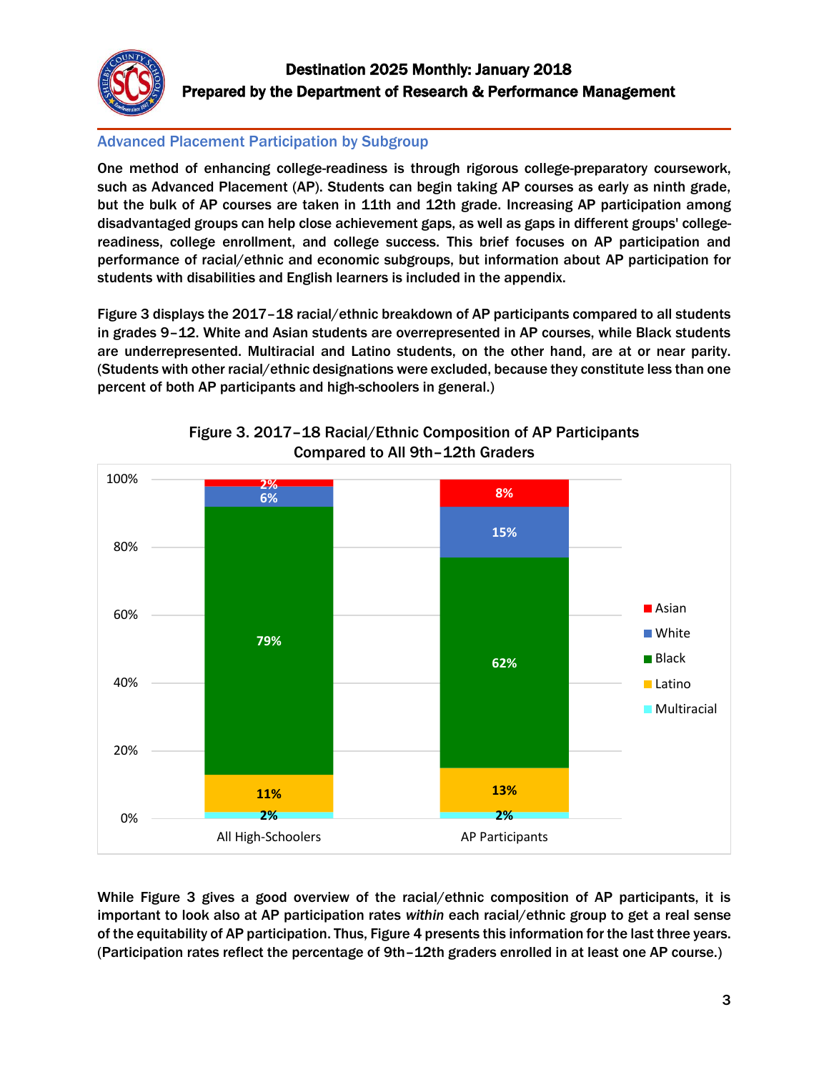## Advanced Placement Participation by Subgroup

One method of enhancing college-readiness is through rigorous college-preparatory coursework, such as Advanced Placement (AP). Students can begin taking AP courses as early as ninth grade, but the bulk of AP courses are taken in 11th and 12th grade. Increasing AP participation among disadvantaged groups can help close achievement gaps, as well as gaps in different groups' college-readiness, college enrollment, and college success. This brief focuses on AP participation and performance of racial/ethnic and economic subgroups, but information about AP participation for students with disabilities and English learners is included in the appendix.

Figure 3 displays the 2017–18 racial/ethnic breakdown of AP participants compared to all students in grades 9–12. White and Asian students are overrepresented in AP courses, while Black students are underrepresented. Multiracial and Latino students, on the other hand, are at or near parity. (Students with other racial/ethnic designations were excluded, because they constitute less than one percent of both AP participants and high-schoolers in general.)

Figure 3. 2017–18 Racial/Ethnic Composition of AP Participants Compared to All 9th–12th Graders

| | All High-Schoolers | AP Participants |
|---|---|---|
| Asian | 2% | 8% |
| White | 6% | 15% |
| Black | 79% | 62% |
| Latino | 11% | 13% |
| Multiracial | 2% | 2% |

While Figure 3 gives a good overview of the racial/ethnic composition of AP participants, it is important to look also at AP participation rates *within* each racial/ethnic group to get a real sense of the equitability of AP participation. Thus, Figure 4 presents this information for the last three years. (Participation rates reflect the percentage of 9th–12th graders enrolled in at least one AP course.)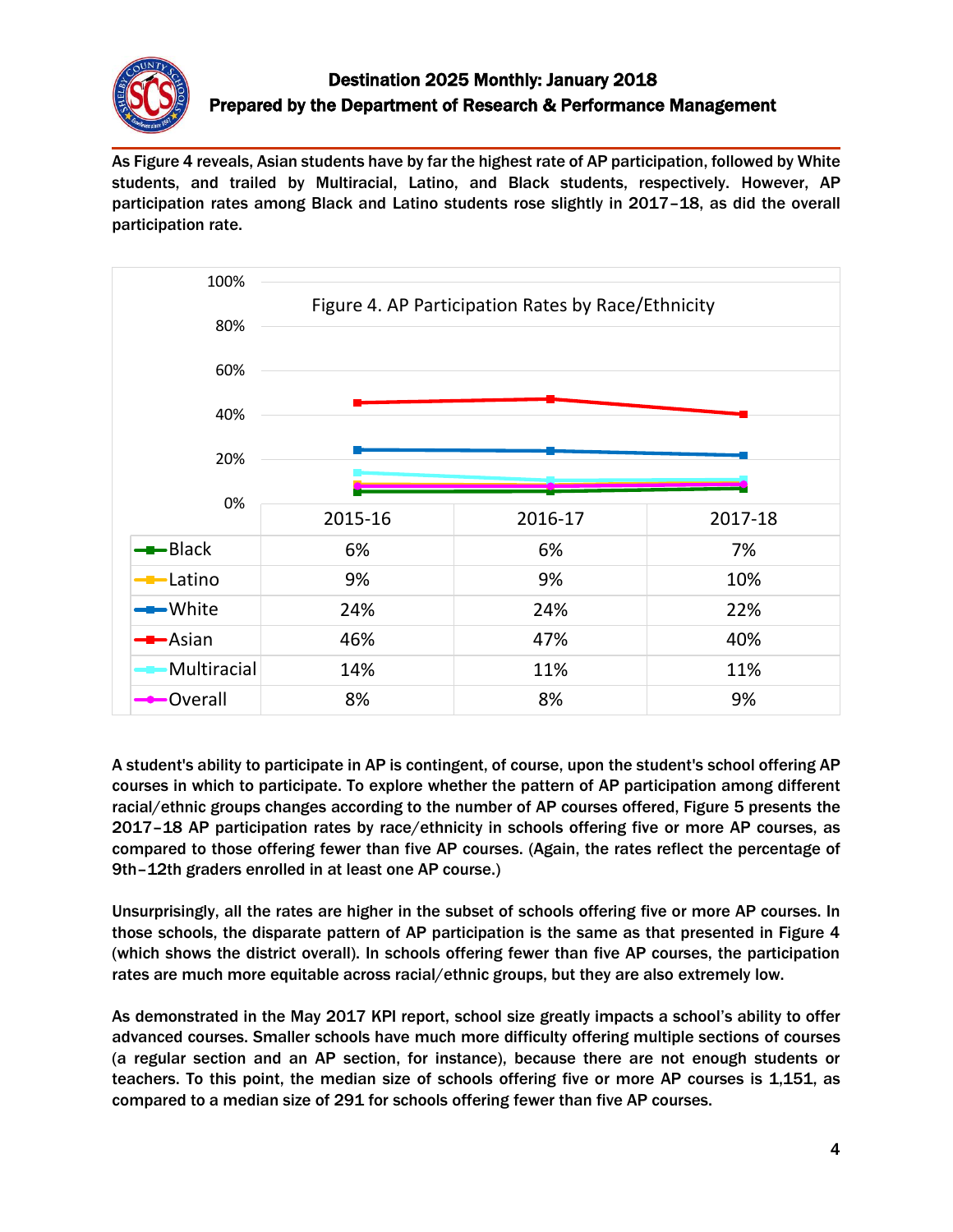As Figure 4 reveals, Asian students have by far the highest rate of AP participation, followed by White students, and trailed by Multiracial, Latino, and Black students, respectively. However, AP participation rates among Black and Latino students rose slightly in 2017–18, as did the overall participation rate.

Figure 4. AP Participation Rates by Race/Ethnicity

| | 2015-16 | 2016-17 | 2017-18 |
|---|---|---|---|
| Black | 6% | 6% | 7% |
| Latino | 9% | 9% | 10% |
| White | 24% | 24% | 22% |
| Asian | 46% | 47% | 40% |
| Multiracial | 14% | 11% | 11% |
| Overall | 8% | 8% | 9% |

A student's ability to participate in AP is contingent, of course, upon the student's school offering AP courses in which to participate. To explore whether the pattern of AP participation among different racial/ethnic groups changes according to the number of AP courses offered, Figure 5 presents the 2017–18 AP participation rates by race/ethnicity in schools offering five or more AP courses, as compared to those offering fewer than five AP courses. (Again, the rates reflect the percentage of 9th–12th graders enrolled in at least one AP course.)

Unsurprisingly, all the rates are higher in the subset of schools offering five or more AP courses. In those schools, the disparate pattern of AP participation is the same as that presented in Figure 4 (which shows the district overall). In schools offering fewer than five AP courses, the participation rates are much more equitable across racial/ethnic groups, but they are also extremely low.

As demonstrated in the May 2017 KPI report, school size greatly impacts a school's ability to offer advanced courses. Smaller schools have much more difficulty offering multiple sections of courses (a regular section and an AP section, for instance), because there are not enough students or teachers. To this point, the median size of schools offering five or more AP courses is 1,151, as compared to a median size of 291 for schools offering fewer than five AP courses.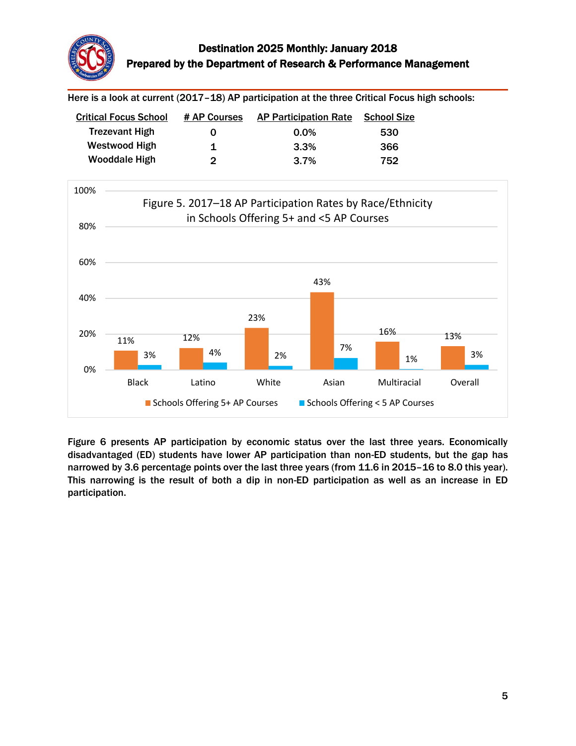Here is a look at current (2017–18) AP participation at the three Critical Focus high schools:

| Critical Focus School | # AP Courses | AP Participation Rate | School Size |
|---|---|---|---|
| Trezevant High | 0 | 0.0% | 530 |
| Westwood High | 1 | 3.3% | 366 |
| Wooddale High | 2 | 3.7% | 752 |

Figure 5. 2017–18 AP Participation Rates by Race/Ethnicity in Schools Offering 5+ and <5 AP Courses

| | Black | Latino | White | Asian | Multiracial | Overall |
|---|---|---|---|---|---|---|
| Schools Offering 5+ AP Courses | 11% | 12% | 23% | 43% | 16% | 13% |
| Schools Offering < 5 AP Courses | 3% | 4% | 2% | 7% | 1% | 3% |

Figure 6 presents AP participation by economic status over the last three years. Economically disadvantaged (ED) students have lower AP participation than non-ED students, but the gap has narrowed by 3.6 percentage points over the last three years (from 11.6 in 2015–16 to 8.0 this year). This narrowing is the result of both a dip in non-ED participation as well as an increase in ED participation.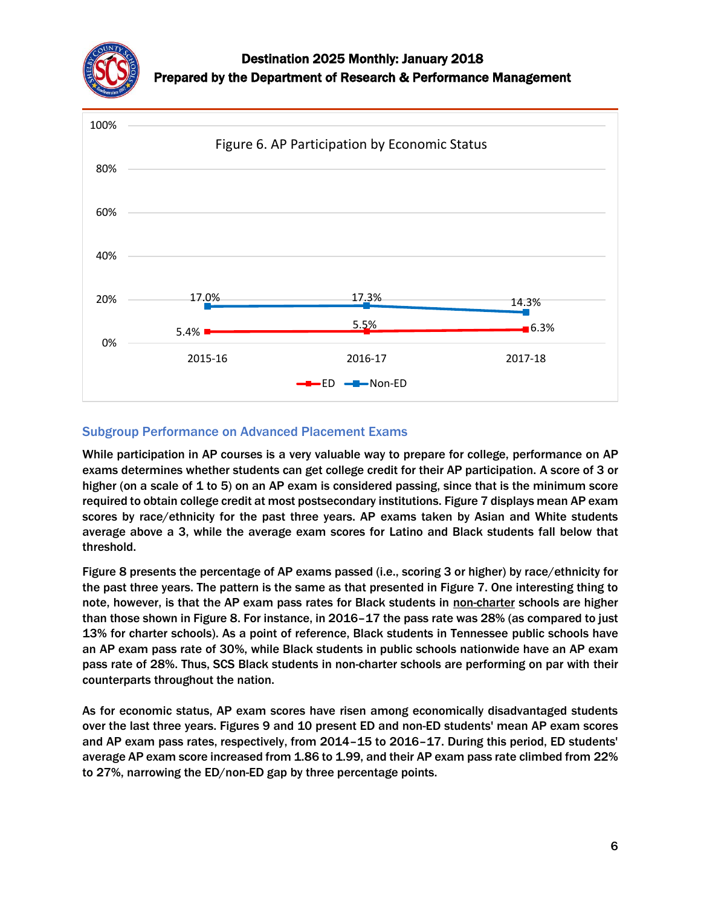Figure 6. AP Participation by Economic Status

| | 2015-16 | 2016-17 | 2017-18 |
|---|---|---|---|
| ED | 5.4% | 5.5% | 6.3% |
| Non-ED | 17.0% | 17.3% | 14.3% |

## Subgroup Performance on Advanced Placement Exams

**While participation in AP courses is a very valuable way to prepare for college, performance on AP exams determines whether students can get college credit for their AP participation. A score of 3 or higher (on a scale of 1 to 5) on an AP exam is considered passing, since that is the minimum score required to obtain college credit at most postsecondary institutions. Figure 7 displays mean AP exam scores by race/ethnicity for the past three years. AP exams taken by Asian and White students average above a 3, while the average exam scores for Latino and Black students fall below that threshold.**

**Figure 8 presents the percentage of AP exams passed (i.e., scoring 3 or higher) by race/ethnicity for the past three years. The pattern is the same as that presented in Figure 7. One interesting thing to note, however, is that the AP exam pass rates for Black students in non-charter schools are higher than those shown in Figure 8. For instance, in 2016–17 the pass rate was 28% (as compared to just 13% for charter schools). As a point of reference, Black students in Tennessee public schools have an AP exam pass rate of 30%, while Black students in public schools nationwide have an AP exam pass rate of 28%. Thus, SCS Black students in non-charter schools are performing on par with their counterparts throughout the nation.**

**As for economic status, AP exam scores have risen among economically disadvantaged students over the last three years. Figures 9 and 10 present ED and non-ED students' mean AP exam scores and AP exam pass rates, respectively, from 2014–15 to 2016–17. During this period, ED students' average AP exam score increased from 1.86 to 1.99, and their AP exam pass rate climbed from 22% to 27%, narrowing the ED/non-ED gap by three percentage points.**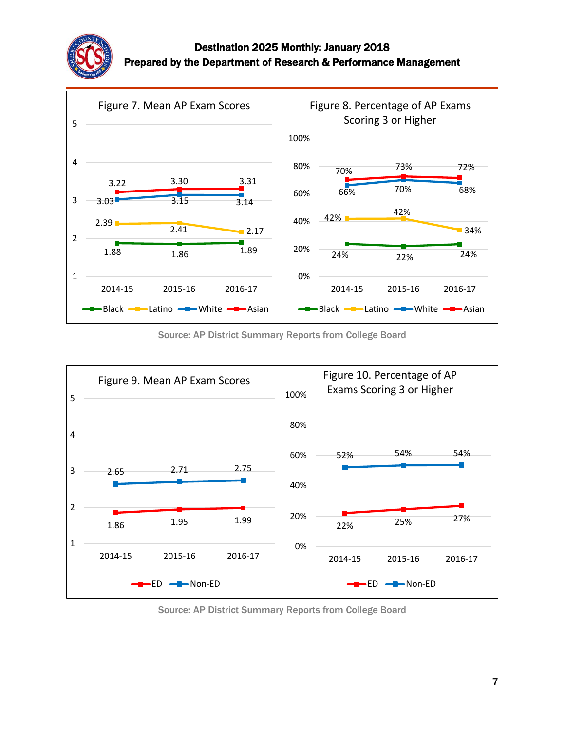Destination 2025 Monthly: January 2018
Prepared by the Department of Research & Performance Management

**Figure 7. Mean AP Exam Scores**

| | 2014-15 | 2015-16 | 2016-17 |
|---|---|---|---|
| Black | 1.88 | 1.86 | 1.89 |
| Latino | 2.39 | 2.41 | 2.17 |
| White | 3.03 | 3.15 | 3.14 |
| Asian | 3.22 | 3.30 | 3.31 |

**Figure 8. Percentage of AP Exams Scoring 3 or Higher**

| | 2014-15 | 2015-16 | 2016-17 |
|---|---|---|---|
| Black | 24% | 22% | 24% |
| Latino | 42% | 42% | 34% |
| White | 66% | 70% | 68% |
| Asian | 70% | 73% | 72% |

Source: AP District Summary Reports from College Board

**Figure 9. Mean AP Exam Scores**

| | 2014-15 | 2015-16 | 2016-17 |
|---|---|---|---|
| ED | 1.86 | 1.95 | 1.99 |
| Non-ED | 2.65 | 2.71 | 2.75 |

**Figure 10. Percentage of AP Exams Scoring 3 or Higher**

| | 2014-15 | 2015-16 | 2016-17 |
|---|---|---|---|
| ED | 22% | 25% | 27% |
| Non-ED | 52% | 54% | 54% |

Source: AP District Summary Reports from College Board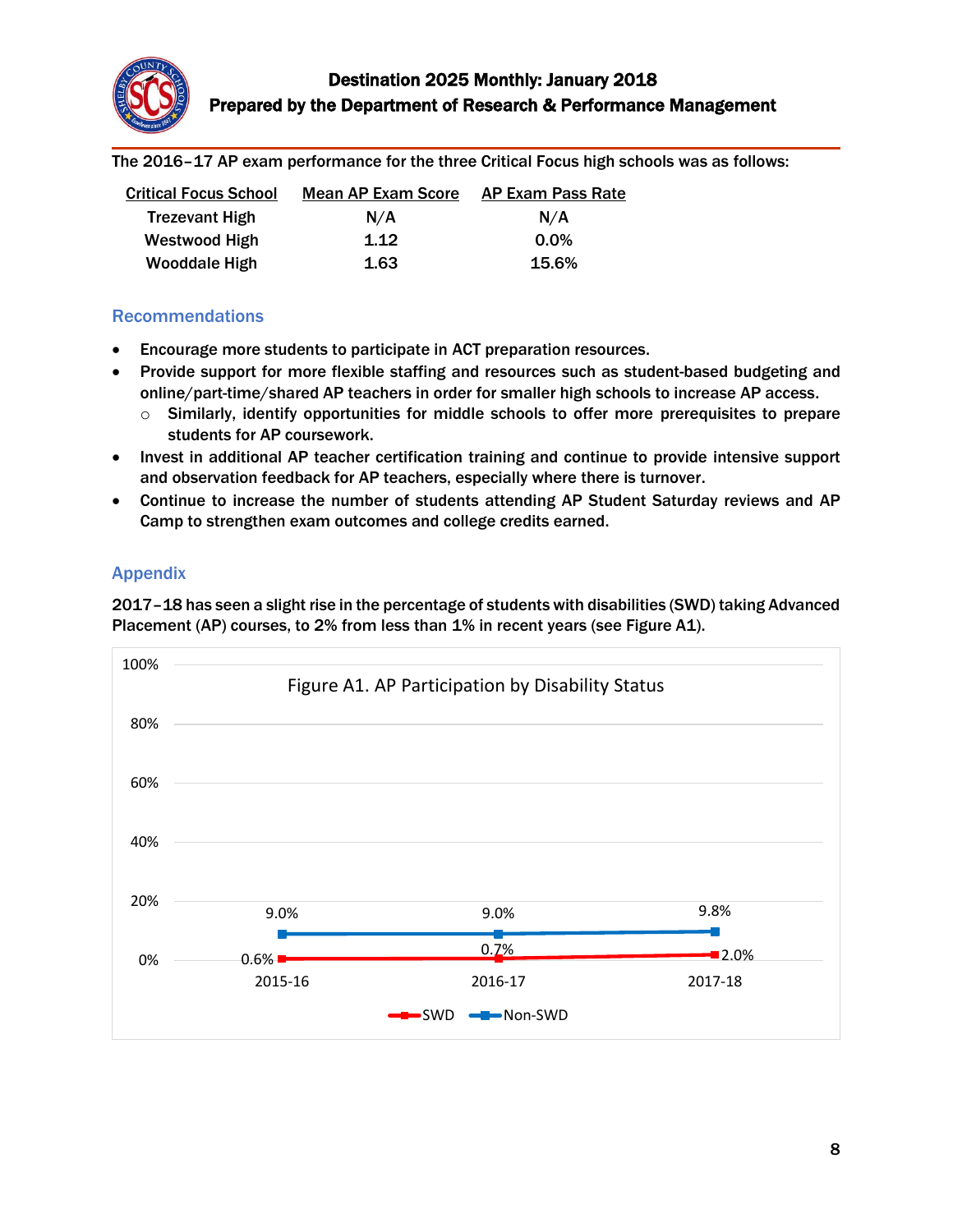The 2016–17 AP exam performance for the three Critical Focus high schools was as follows:

| Critical Focus School | Mean AP Exam Score | AP Exam Pass Rate |
|---|---|---|
| Trezevant High | N/A | N/A |
| Westwood High | 1.12 | 0.0% |
| Wooddale High | 1.63 | 15.6% |

## Recommendations

- Encourage more students to participate in ACT preparation resources.
- Provide support for more flexible staffing and resources such as student-based budgeting and online/part-time/shared AP teachers in order for smaller high schools to increase AP access.
  - Similarly, identify opportunities for middle schools to offer more prerequisites to prepare students for AP coursework.
- Invest in additional AP teacher certification training and continue to provide intensive support and observation feedback for AP teachers, especially where there is turnover.
- Continue to increase the number of students attending AP Student Saturday reviews and AP Camp to strengthen exam outcomes and college credits earned.

## Appendix

2017–18 has seen a slight rise in the percentage of students with disabilities (SWD) taking Advanced Placement (AP) courses, to 2% from less than 1% in recent years (see Figure A1).

Figure A1. AP Participation by Disability Status

| | 2015-16 | 2016-17 | 2017-18 |
|---|---|---|---|
| SWD | 0.6% | 0.7% | 2.0% |
| Non-SWD | 9.0% | 9.0% | 9.8% |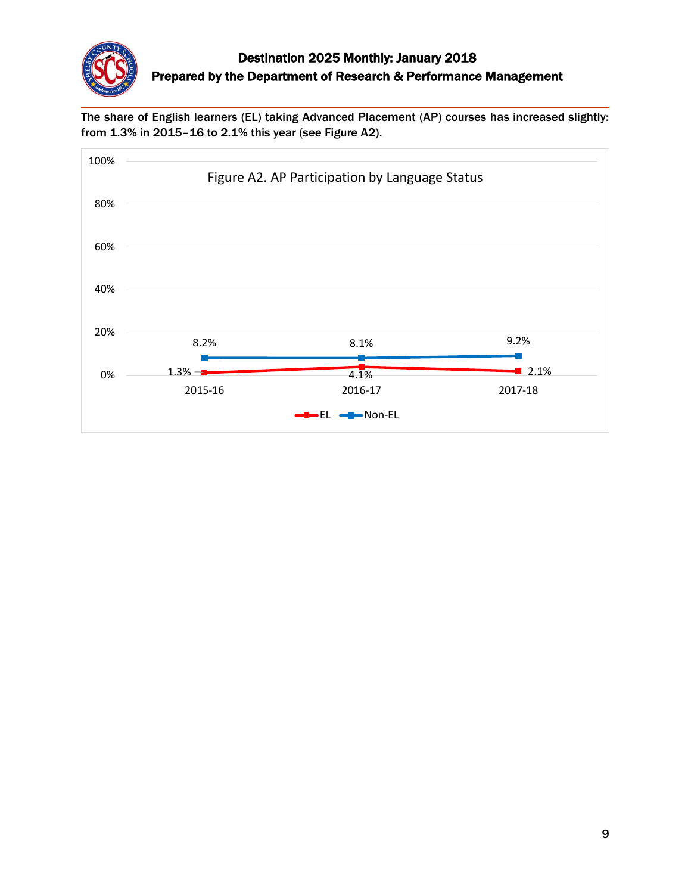The share of English learners (EL) taking Advanced Placement (AP) courses has increased slightly: from 1.3% in 2015–16 to 2.1% this year (see Figure A2).

Figure A2. AP Participation by Language Status

100%
80%
60%
40%
20%
0%

8.2%
8.1%
9.2%
1.3%
4.1%
2.1%

2015-16
2016-17
2017-18

EL
Non-EL